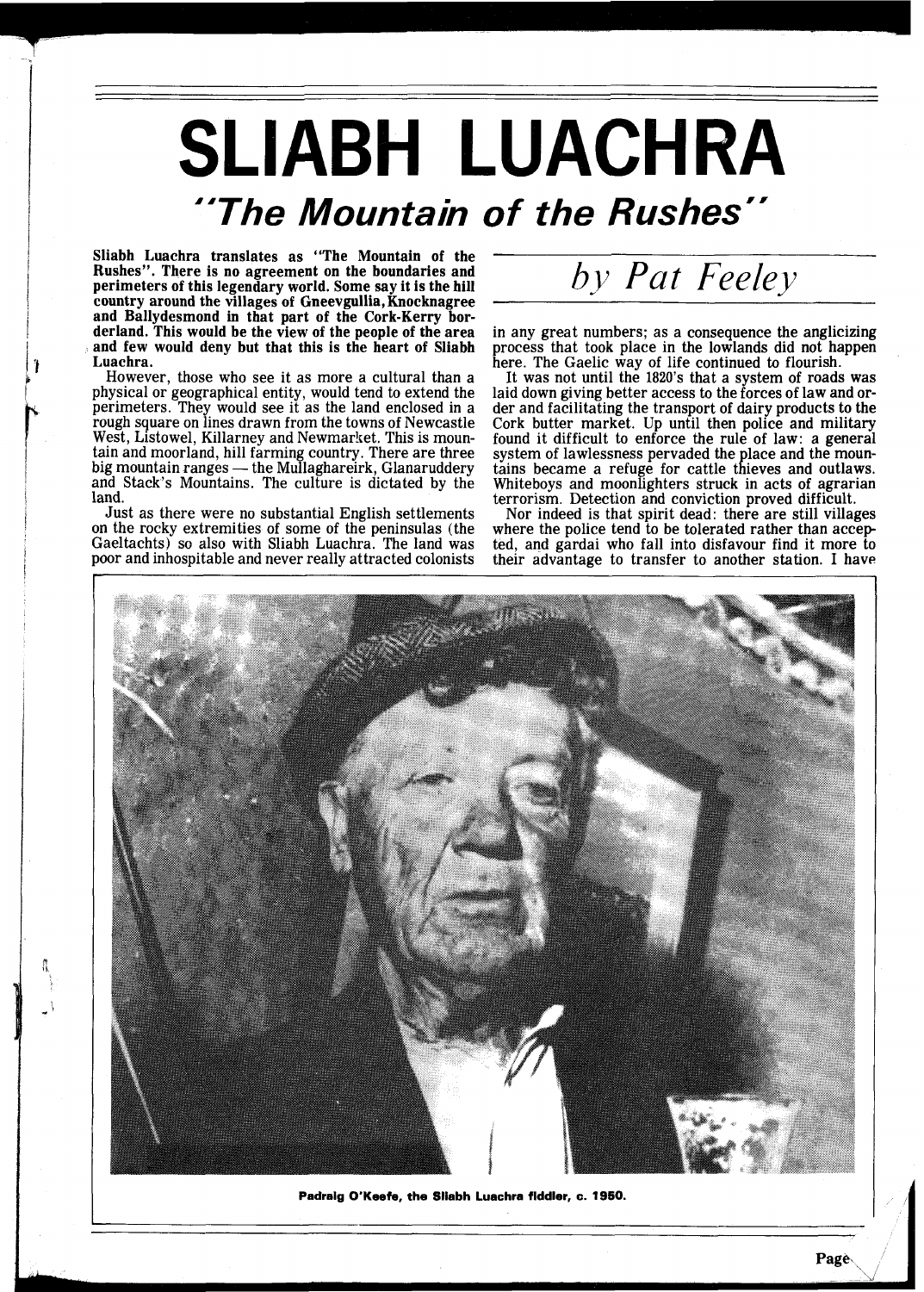# SLIABH LUACHRA

## *"The Mountain of the Rushes"*

*by Pat Feeley*

**Sliabh Luachra translates as "The Mountain of the Rushes". There is no agreement on the boundaries and perimeters of this legendary world. Some say it is the hill country around the villages of Gneevgullia, Knocknagree and Ballydesmond in that part of the Cork-Kerry borderland. This would be the view of the people of the area and few would deny but that this is the heart of Sliabh Luachra.**

However, those who see it as more a cultural than a physical or geographical entity, would tend to extend the perimeters. They would see it as the land enclosed in a rough square on lines drawn from the towns of Newcastle West, Listowel, Killarney and Newmarket. This is mountain and moorland, hill farming country. There are three big mountain ranges — the Mullaghareirk, Glanaruddery and Stack's Mountains. The culture is dictated by the land.

Just as there were no substantial English settlements on the rocky extremities of some of the peninsulas (the Gaeltachts) so also with Sliabh Luachra. The land was poor and inhospitable and never really attracted colonists in any great numbers; as a consequence the anglicizing process that took place in the lowlands did not happen here. The Gaelic way of life continued to flourish.

It was not until the 1820's that a system of roads was laid down giving better access to the forces of law and order and facilitating the transport of dairy products to the Cork butter market. Up until then police and military found it difficult to enforce the rule of law: a general system of lawlessness pervaded the place and the mountains became a refuge for cattle thieves and outlaws. Whiteboys and moonlighters struck in acts of agrarian terrorism. Detection and conviction proved difficult.

Nor indeed is that spirit dead: there are still villages where the police tend to be tolerated rather than accepted, and gardai who fall into disfavour find it more to their advantage to transfer to another station. I have

Padraig O'Keefe, the Sliabh Luachra fiddler, c. 1950.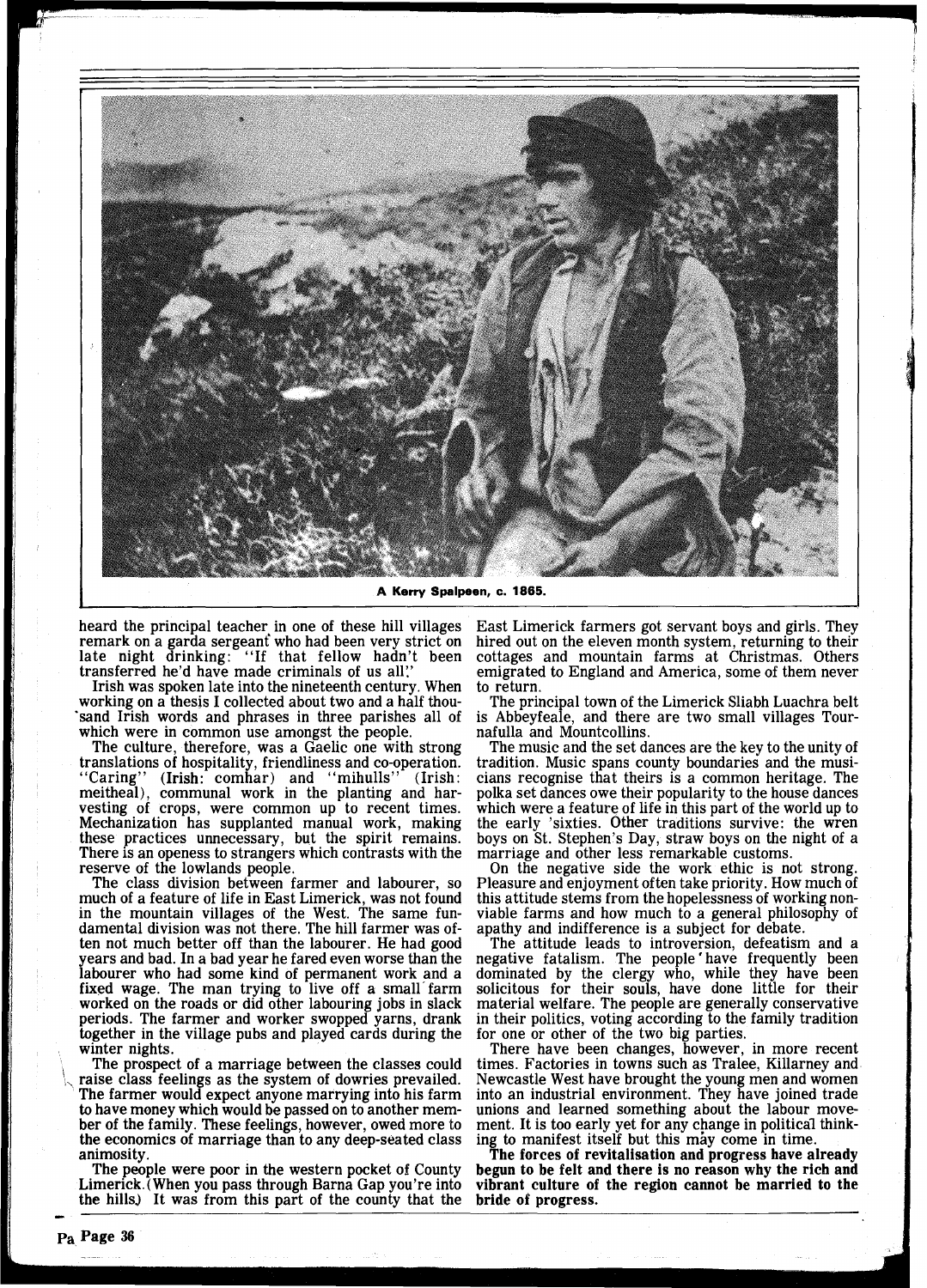A Kerry Spalpeen, c. 1865.

heard the principal teacher in one of these hill villages remark on a garda sergeant who had been very strict on late night drinking: "If that fellow hadn't been transferred he'd have made criminals of us all."

Irish was spoken late into the nineteenth century. When working on a thesis I collected about two and a half thousand Irish words and phrases in three parishes all of which were in common use amongst the people.

The culture, therefore, was a Gaelic one with strong translations of hospitality, friendliness and co-operation. "Caring" (Irish: comhar) and "mihulls" (Irish: meitheal), communal work in the planting and harvesting of crops, were common up to recent times. Mechanization has supplanted manual work, making these practices unnecessary, but the spirit remains. There is an openess to strangers which contrasts with the reserve of the lowlands people.

The class division between farmer and labourer, so much of a feature of life in East Limerick, was not found in the mountain villages of the West. The same fundamental division was not there. The hill farmer was often not much better off than the labourer. He had good years and bad. In a bad year he fared even worse than the labourer who had some kind of permanent work and a fixed wage. The man trying to live off a small farm worked on the roads or did other labouring jobs in slack periods. The farmer and worker swopped yarns, drank together in the village pubs and played cards during the winter nights.

The prospect of a marriage between the classes could raise class feelings as the system of dowries prevailed. The farmer would expect anyone marrying into his farm to have money which would be passed on to another member of the family. These feelings, however, owed more to the economics of marriage than to any deep-seated class animosity.

The people were poor in the western pocket of County Limerick. (When you pass through Barna Gap you're into the hills.) It was from this part of the county that the East Limerick farmers got servant boys and girls. They hired out on the eleven month system, returning to their cottages and mountain farms at Christmas. Others emigrated to England and America, some of them never to return.

The principal town of the Limerick Sliabh Luachra belt is Abbeyfeale, and there are two small villages Tournafulla and Mountcollins.

The music and the set dances are the key to the unity of tradition. Music spans county boundaries and the musicians recognise that theirs is a common heritage. The polka set dances owe their popularity to the house dances which were a feature of life in this part of the world up to the early 'sixties. Other traditions survive: the wren boys on St. Stephen's Day, straw boys on the night of a marriage and other less remarkable customs.

On the negative side the work ethic is not strong. Pleasure and enjoyment often take priority. How much of this attitude stems from the hopelessness of working non-viable farms and how much to a general philosophy of apathy and indifference is a subject for debate.

The attitude leads to introversion, defeatism and a negative fatalism. The people have frequently been dominated by the clergy who, while they have been solicitous for their souls, have done little for their material welfare. The people are generally conservative in their politics, voting according to the family tradition for one or other of the two big parties.

There have been changes, however, in more recent times. Factories in towns such as Tralee, Killarney and Newcastle West have brought the young men and women into an industrial environment. They have joined trade unions and learned something about the labour movement. It is too early yet for any change in political thinking to manifest itself but this may come in time.

**The forces of revitalisation and progress have already begun to be felt and there is no reason why the rich and vibrant culture of the region cannot be married to the bride of progress.**